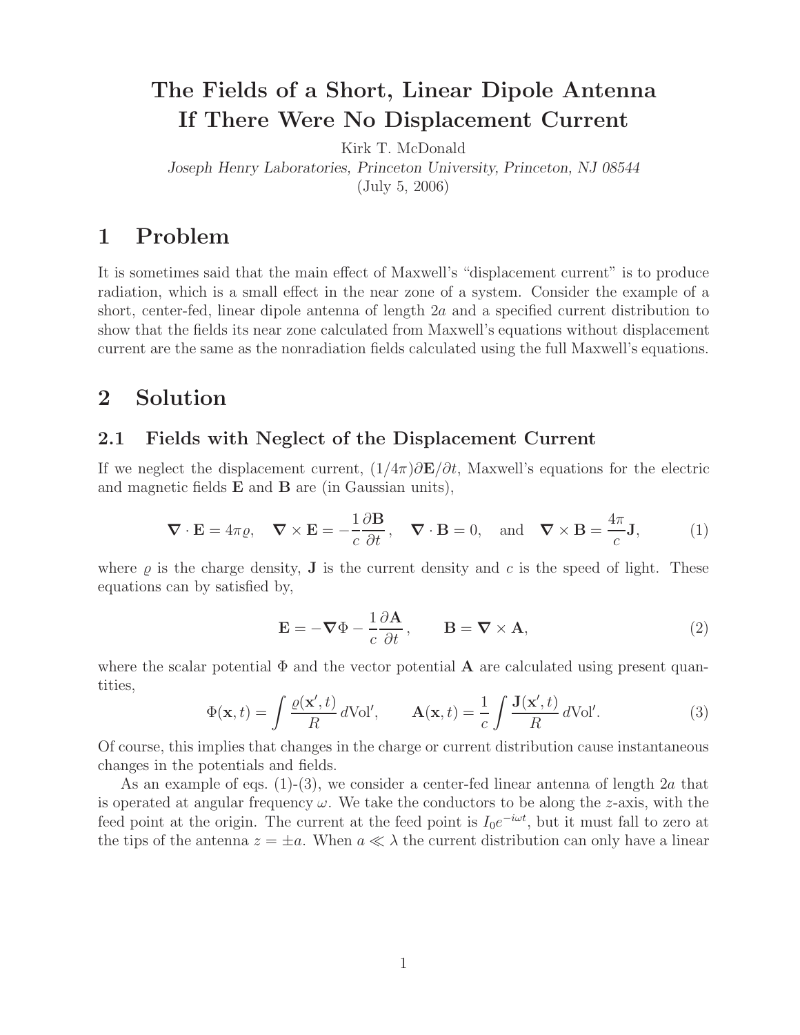# The Fields of a Short, Linear Dipole Antenna If There Were No Displacement Current

Kirk T. McDonald

*Joseph Henry Laboratories, Princeton University, Princeton, NJ 08544*

(July 5, 2006)

## 1 Problem

It is sometimes said that the main effect of Maxwell's "displacement current" is to produce radiation, which is a small effect in the near zone of a system. Consider the example of a short, center-fed, linear dipole antenna of length $2a$ and a specified current distribution to show that the fields its near zone calculated from Maxwell's equations without displacement current are the same as the nonradiation fields calculated using the full Maxwell's equations.

## 2 Solution

### 2.1 Fields with Neglect of the Displacement Current

If we neglect the displacement current, $(1/4\pi)\partial\mathbf{E}/\partial t$, Maxwell's equations for the electric and magnetic fields $\mathbf{E}$ and $\mathbf{B}$ are (in Gaussian units),

$$\boldsymbol{\nabla}\cdot\mathbf{E} = 4\pi\varrho, \quad \boldsymbol{\nabla}\times\mathbf{E} = -\frac{1}{c}\frac{\partial\mathbf{B}}{\partial t}, \quad \boldsymbol{\nabla}\cdot\mathbf{B} = 0, \quad \text{and} \quad \boldsymbol{\nabla}\times\mathbf{B} = \frac{4\pi}{c}\mathbf{J}, \tag{1}$$

where $\varrho$ is the charge density, $\mathbf{J}$ is the current density and $c$ is the speed of light. These equations can by satisfied by,

$$\mathbf{E} = -\boldsymbol{\nabla}\Phi - \frac{1}{c}\frac{\partial\mathbf{A}}{\partial t}, \qquad \mathbf{B} = \boldsymbol{\nabla}\times\mathbf{A}, \tag{2}$$

where the scalar potential $\Phi$ and the vector potential $\mathbf{A}$ are calculated using present quantities,

$$\Phi(\mathbf{x}, t) = \int \frac{\varrho(\mathbf{x}', t)}{R}\, d\text{Vol}', \qquad \mathbf{A}(\mathbf{x}, t) = \frac{1}{c}\int \frac{\mathbf{J}(\mathbf{x}', t)}{R}\, d\text{Vol}'. \tag{3}$$

Of course, this implies that changes in the charge or current distribution cause instantaneous changes in the potentials and fields.

As an example of eqs. (1)-(3), we consider a center-fed linear antenna of length $2a$ that is operated at angular frequency $\omega$. We take the conductors to be along the $z$-axis, with the feed point at the origin. The current at the feed point is $I_0 e^{-i\omega t}$, but it must fall to zero at the tips of the antenna $z = \pm a$. When $a \ll \lambda$ the current distribution can only have a linear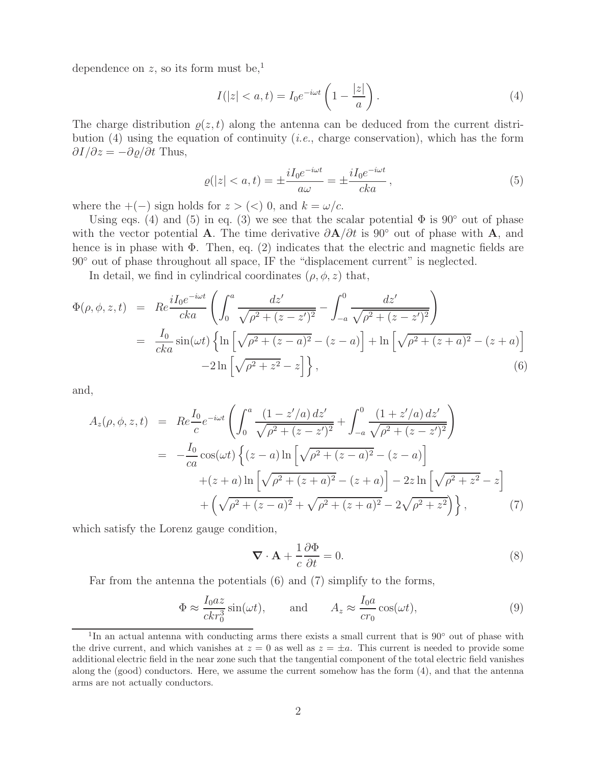dependence on $z$, so its form must be,[1]

$$
I(|z| < a, t) = I_0 e^{-i\omega t} \left( 1 - \frac{|z|}{a} \right). \tag{4}
$$

The charge distribution $\varrho(z,t)$ along the antenna can be deduced from the current distribution (4) using the equation of continuity (*i.e.*, charge conservation), which has the form $\partial I / \partial z = -\partial \varrho / \partial t$ Thus,

$$
\varrho(|z| < a, t) = \pm \frac{i I_0 e^{-i\omega t}}{a\omega} = \pm \frac{i I_0 e^{-i\omega t}}{cka}, \tag{5}
$$

where the $+(-)$ sign holds for $z > (<)\ 0$, and $k = \omega/c$.

Using eqs. (4) and (5) in eq. (3) we see that the scalar potential $\Phi$ is 90° out of phase with the vector potential $\mathbf{A}$. The time derivative $\partial \mathbf{A}/\partial t$ is 90° out of phase with $\mathbf{A}$, and hence is in phase with $\Phi$. Then, eq. (2) indicates that the electric and magnetic fields are 90° out of phase throughout all space, IF the "displacement current" is neglected.

In detail, we find in cylindrical coordinates $(\rho, \phi, z)$ that,

$$
\begin{aligned}
\Phi(\rho, \phi, z, t) &= Re \frac{i I_0 e^{-i\omega t}}{cka} \left( \int_0^a \frac{dz'}{\sqrt{\rho^2 + (z - z')^2}} - \int_{-a}^0 \frac{dz'}{\sqrt{\rho^2 + (z - z')^2}} \right) \\
&= \frac{I_0}{cka} \sin(\omega t) \left\{ \ln \left[ \sqrt{\rho^2 + (z-a)^2} - (z-a) \right] + \ln \left[ \sqrt{\rho^2 + (z+a)^2} - (z+a) \right] \right. \\
&\qquad \left. -2 \ln \left[ \sqrt{\rho^2 + z^2} - z \right] \right\},
\end{aligned} \tag{6}
$$

and,

$$
\begin{aligned}
A_z(\rho, \phi, z, t) &= Re \frac{I_0}{c} e^{-i\omega t} \left( \int_0^a \frac{(1 - z'/a)\, dz'}{\sqrt{\rho^2 + (z - z')^2}} + \int_{-a}^0 \frac{(1 + z'/a)\, dz'}{\sqrt{\rho^2 + (z - z')^2}} \right) \\
&= -\frac{I_0}{ca} \cos(\omega t) \left\{ (z-a) \ln \left[ \sqrt{\rho^2 + (z-a)^2} - (z-a) \right] \right. \\
&\qquad + (z+a) \ln \left[ \sqrt{\rho^2 + (z+a)^2} - (z+a) \right] - 2z \ln \left[ \sqrt{\rho^2 + z^2} - z \right] \\
&\qquad \left. + \left( \sqrt{\rho^2 + (z-a)^2} + \sqrt{\rho^2 + (z+a)^2} - 2\sqrt{\rho^2 + z^2} \right) \right\},
\end{aligned} \tag{7}
$$

which satisfy the Lorenz gauge condition,

$$
\boldsymbol{\nabla} \cdot \mathbf{A} + \frac{1}{c} \frac{\partial \Phi}{\partial t} = 0. \tag{8}
$$

Far from the antenna the potentials (6) and (7) simplify to the forms,

$$
\Phi \approx \frac{I_0 a z}{ckr_0^3} \sin(\omega t), \qquad \text{and} \qquad A_z \approx \frac{I_0 a}{cr_0} \cos(\omega t), \tag{9}
$$

---

[1] In an actual antenna with conducting arms there exists a small current that is 90° out of phase with the drive current, and which vanishes at $z = 0$ as well as $z = \pm a$. This current is needed to provide some additional electric field in the near zone such that the tangential component of the total electric field vanishes along the (good) conductors. Here, we assume the current somehow has the form (4), and that the antenna arms are not actually conductors.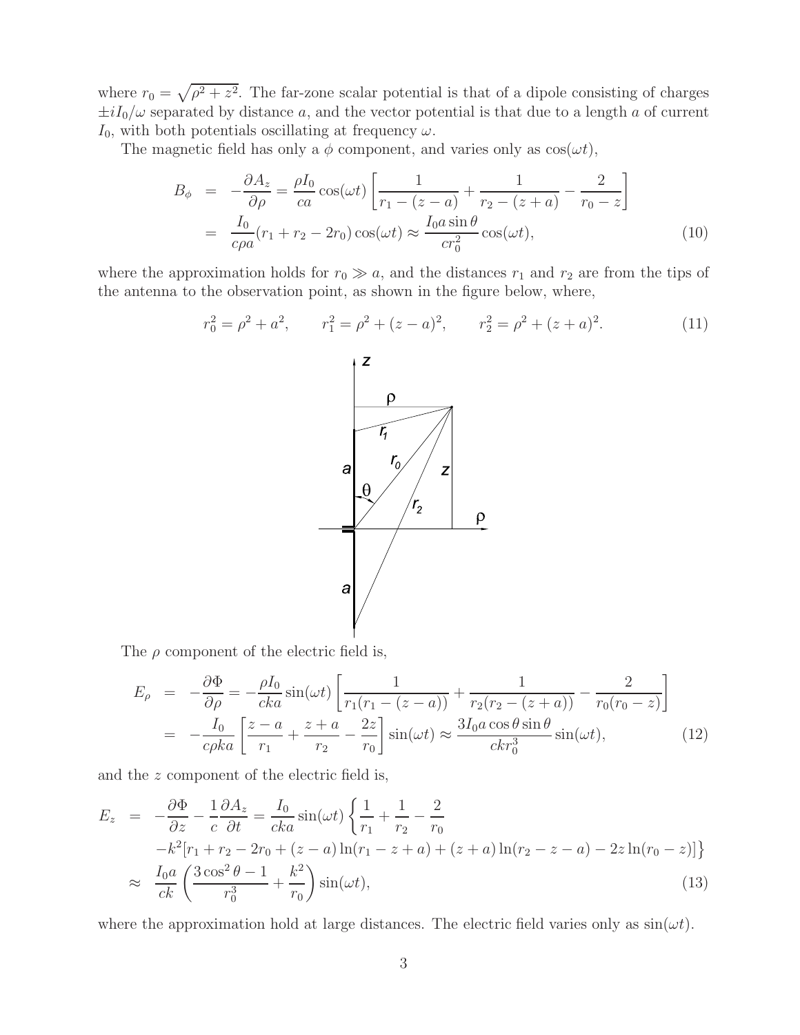where $r_0 = \sqrt{\rho^2 + z^2}$. The far-zone scalar potential is that of a dipole consisting of charges $\pm iI_0/\omega$ separated by distance $a$, and the vector potential is that due to a length $a$ of current $I_0$, with both potentials oscillating at frequency $\omega$.

The magnetic field has only a $\phi$ component, and varies only as $\cos(\omega t)$,

$$
\begin{aligned}
B_\phi &= -\frac{\partial A_z}{\partial \rho} = \frac{\rho I_0}{ca}\cos(\omega t)\left[\frac{1}{r_1 - (z-a)} + \frac{1}{r_2 - (z+a)} - \frac{2}{r_0 - z}\right] \\
&= \frac{I_0}{c\rho a}(r_1 + r_2 - 2r_0)\cos(\omega t) \approx \frac{I_0 a \sin\theta}{c r_0^2}\cos(\omega t), \qquad (10)
\end{aligned}
$$

where the approximation holds for $r_0 \gg a$, and the distances $r_1$ and $r_2$ are from the tips of the antenna to the observation point, as shown in the figure below, where,

$$
r_0^2 = \rho^2 + a^2, \qquad r_1^2 = \rho^2 + (z-a)^2, \qquad r_2^2 = \rho^2 + (z+a)^2. \qquad (11)
$$

The $\rho$ component of the electric field is,

$$
\begin{aligned}
E_\rho &= -\frac{\partial \Phi}{\partial \rho} = -\frac{\rho I_0}{cka}\sin(\omega t)\left[\frac{1}{r_1(r_1 - (z-a))} + \frac{1}{r_2(r_2 - (z+a))} - \frac{2}{r_0(r_0 - z)}\right] \\
&= -\frac{I_0}{c\rho ka}\left[\frac{z-a}{r_1} + \frac{z+a}{r_2} - \frac{2z}{r_0}\right]\sin(\omega t) \approx \frac{3 I_0 a \cos\theta \sin\theta}{ck r_0^3}\sin(\omega t), \qquad (12)
\end{aligned}
$$

and the $z$ component of the electric field is,

$$
\begin{aligned}
E_z &= -\frac{\partial \Phi}{\partial z} - \frac{1}{c}\frac{\partial A_z}{\partial t} = \frac{I_0}{cka}\sin(\omega t)\left\{\frac{1}{r_1} + \frac{1}{r_2} - \frac{2}{r_0}\right. \\
&\quad \left. -k^2[r_1 + r_2 - 2r_0 + (z-a)\ln(r_1 - z + a) + (z+a)\ln(r_2 - z - a) - 2z\ln(r_0 - z)]\right\} \\
&\approx \frac{I_0 a}{ck}\left(\frac{3\cos^2\theta - 1}{r_0^3} + \frac{k^2}{r_0}\right)\sin(\omega t), \qquad (13)
\end{aligned}
$$

where the approximation hold at large distances. The electric field varies only as $\sin(\omega t)$.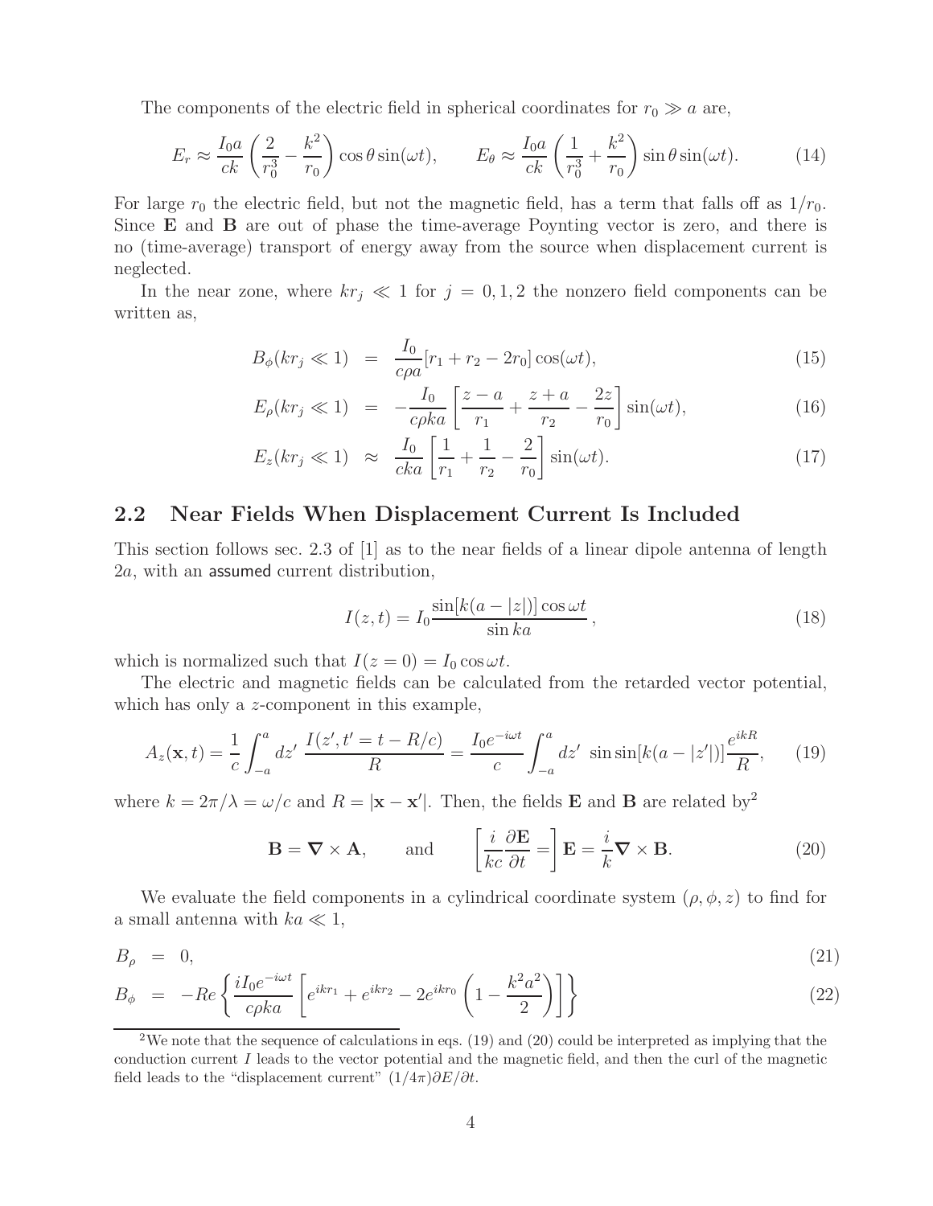The components of the electric field in spherical coordinates for $r_0 \gg a$ are,

$$E_r \approx \frac{I_0 a}{ck}\left(\frac{2}{r_0^3} - \frac{k^2}{r_0}\right)\cos\theta \sin(\omega t), \qquad E_\theta \approx \frac{I_0 a}{ck}\left(\frac{1}{r_0^3} + \frac{k^2}{r_0}\right)\sin\theta \sin(\omega t). \tag{14}$$

For large $r_0$ the electric field, but not the magnetic field, has a term that falls off as $1/r_0$. Since $\mathbf{E}$ and $\mathbf{B}$ are out of phase the time-average Poynting vector is zero, and there is no (time-average) transport of energy away from the source when displacement current is neglected.

In the near zone, where $kr_j \ll 1$ for $j = 0, 1, 2$ the nonzero field components can be written as,

$$B_\phi(kr_j \ll 1) = \frac{I_0}{c\rho a}[r_1 + r_2 - 2r_0]\cos(\omega t), \tag{15}$$

$$E_\rho(kr_j \ll 1) = -\frac{I_0}{c\rho ka}\left[\frac{z-a}{r_1} + \frac{z+a}{r_2} - \frac{2z}{r_0}\right]\sin(\omega t), \tag{16}$$

$$E_z(kr_j \ll 1) \approx \frac{I_0}{cka}\left[\frac{1}{r_1} + \frac{1}{r_2} - \frac{2}{r_0}\right]\sin(\omega t). \tag{17}$$

## 2.2 Near Fields When Displacement Current Is Included

This section follows sec. 2.3 of [1] as to the near fields of a linear dipole antenna of length $2a$, with an assumed current distribution,

$$I(z,t) = I_0 \frac{\sin[k(a - |z|)]\cos\omega t}{\sin ka}, \tag{18}$$

which is normalized such that $I(z = 0) = I_0 \cos\omega t$.

The electric and magnetic fields can be calculated from the retarded vector potential, which has only a $z$-component in this example,

$$A_z(\mathbf{x},t) = \frac{1}{c}\int_{-a}^{a} dz' \, \frac{I(z', t' = t - R/c)}{R} = \frac{I_0 e^{-i\omega t}}{c}\int_{-a}^{a} dz' \, \sin\sin[k(a - |z'|)]\frac{e^{ikR}}{R}, \tag{19}$$

where $k = 2\pi/\lambda = \omega/c$ and $R = |\mathbf{x} - \mathbf{x}'|$. Then, the fields $\mathbf{E}$ and $\mathbf{B}$ are related by[2]

$$\mathbf{B} = \boldsymbol{\nabla}\times\mathbf{A}, \qquad \text{and} \qquad \left[\frac{i}{kc}\frac{\partial \mathbf{E}}{\partial t} =\right] \mathbf{E} = \frac{i}{k}\boldsymbol{\nabla}\times\mathbf{B}. \tag{20}$$

We evaluate the field components in a cylindrical coordinate system $(\rho, \phi, z)$ to find for a small antenna with $ka \ll 1$,

$$B_\rho = 0, \tag{21}$$

$$B_\phi = -Re\left\{\frac{iI_0 e^{-i\omega t}}{c\rho ka}\left[e^{ikr_1} + e^{ikr_2} - 2e^{ikr_0}\left(1 - \frac{k^2a^2}{2}\right)\right]\right\} \tag{22}$$

[2] We note that the sequence of calculations in eqs. (19) and (20) could be interpreted as implying that the conduction current $I$ leads to the vector potential and the magnetic field, and then the curl of the magnetic field leads to the "displacement current" $(1/4\pi)\partial E/\partial t$.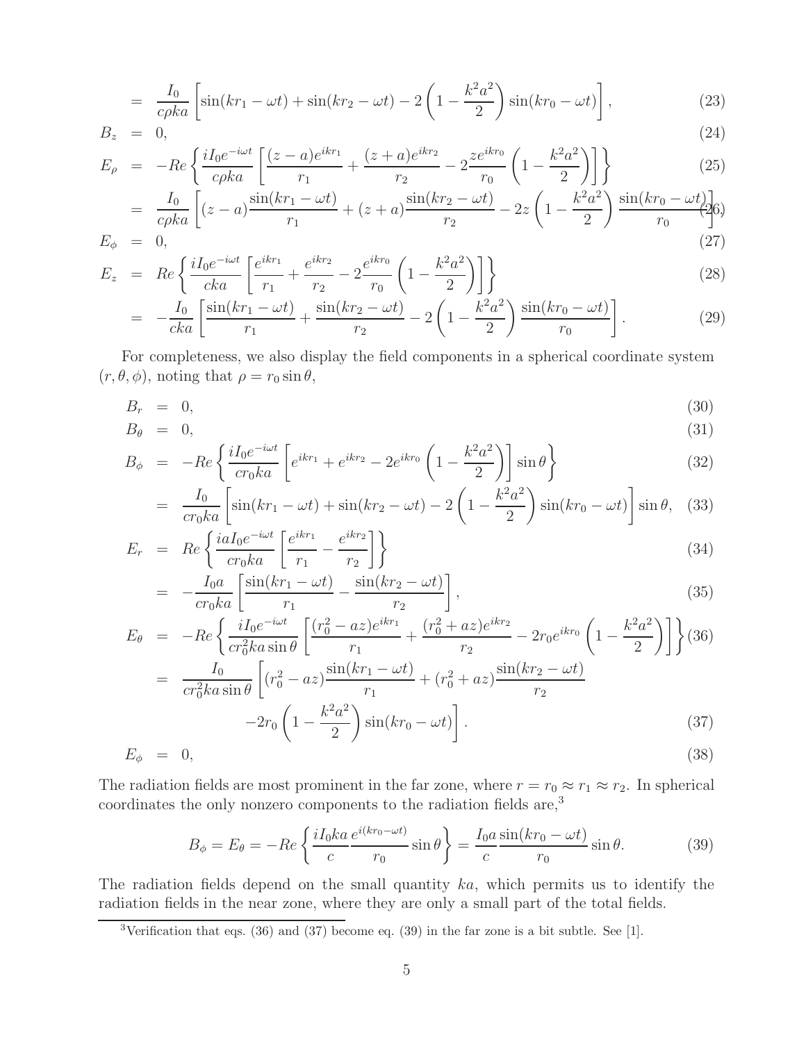$$= \frac{I_0}{c\rho ka}\left[\sin(kr_1 - \omega t) + \sin(kr_2 - \omega t) - 2\left(1 - \frac{k^2a^2}{2}\right)\sin(kr_0 - \omega t)\right], \tag{23}$$

$$B_z = 0, \tag{24}$$

$$E_\rho = -Re\left\{\frac{iI_0 e^{-i\omega t}}{c\rho ka}\left[\frac{(z-a)e^{ikr_1}}{r_1} + \frac{(z+a)e^{ikr_2}}{r_2} - 2\frac{ze^{ikr_0}}{r_0}\left(1 - \frac{k^2a^2}{2}\right)\right]\right\} \tag{25}$$

$$= \frac{I_0}{c\rho ka}\left[(z-a)\frac{\sin(kr_1 - \omega t)}{r_1} + (z+a)\frac{\sin(kr_2 - \omega t)}{r_2} - 2z\left(1 - \frac{k^2a^2}{2}\right)\frac{\sin(kr_0 - \omega t)}{r_0}\right], \tag{26}$$

$$E_\phi = 0, \tag{27}$$

$$E_z = Re\left\{\frac{iI_0 e^{-i\omega t}}{cka}\left[\frac{e^{ikr_1}}{r_1} + \frac{e^{ikr_2}}{r_2} - 2\frac{e^{ikr_0}}{r_0}\left(1 - \frac{k^2a^2}{2}\right)\right]\right\} \tag{28}$$

$$= -\frac{I_0}{cka}\left[\frac{\sin(kr_1 - \omega t)}{r_1} + \frac{\sin(kr_2 - \omega t)}{r_2} - 2\left(1 - \frac{k^2a^2}{2}\right)\frac{\sin(kr_0 - \omega t)}{r_0}\right]. \tag{29}$$

For completeness, we also display the field components in a spherical coordinate system $(r, \theta, \phi)$, noting that $\rho = r_0 \sin\theta$,

$$B_r = 0, \tag{30}$$

$$B_\theta = 0, \tag{31}$$

$$B_\phi = -Re\left\{\frac{iI_0 e^{-i\omega t}}{cr_0 ka}\left[e^{ikr_1} + e^{ikr_2} - 2e^{ikr_0}\left(1 - \frac{k^2a^2}{2}\right)\right]\sin\theta\right\} \tag{32}$$

$$= \frac{I_0}{cr_0 ka}\left[\sin(kr_1 - \omega t) + \sin(kr_2 - \omega t) - 2\left(1 - \frac{k^2a^2}{2}\right)\sin(kr_0 - \omega t)\right]\sin\theta, \tag{33}$$

$$E_r = Re\left\{\frac{iaI_0 e^{-i\omega t}}{cr_0 ka}\left[\frac{e^{ikr_1}}{r_1} - \frac{e^{ikr_2}}{r_2}\right]\right\} \tag{34}$$

$$= -\frac{I_0 a}{cr_0 ka}\left[\frac{\sin(kr_1 - \omega t)}{r_1} - \frac{\sin(kr_2 - \omega t)}{r_2}\right], \tag{35}$$

$$E_\theta = -Re\left\{\frac{iI_0 e^{-i\omega t}}{cr_0^2 ka\sin\theta}\left[\frac{(r_0^2 - az)e^{ikr_1}}{r_1} + \frac{(r_0^2 + az)e^{ikr_2}}{r_2} - 2r_0 e^{ikr_0}\left(1 - \frac{k^2a^2}{2}\right)\right]\right\} \tag{36}$$

$$= \frac{I_0}{cr_0^2 ka\sin\theta}\left[(r_0^2 - az)\frac{\sin(kr_1 - \omega t)}{r_1} + (r_0^2 + az)\frac{\sin(kr_2 - \omega t)}{r_2} - 2r_0\left(1 - \frac{k^2a^2}{2}\right)\sin(kr_0 - \omega t)\right]. \tag{37}$$

$$E_\phi = 0, \tag{38}$$

The radiation fields are most prominent in the far zone, where $r = r_0 \approx r_1 \approx r_2$. In spherical coordinates the only nonzero components to the radiation fields are,[3]

$$B_\phi = E_\theta = -Re\left\{\frac{iI_0 ka}{c}\frac{e^{i(kr_0 - \omega t)}}{r_0}\sin\theta\right\} = \frac{I_0 a}{c}\frac{\sin(kr_0 - \omega t)}{r_0}\sin\theta. \tag{39}$$

The radiation fields depend on the small quantity $ka$, which permits us to identify the radiation fields in the near zone, where they are only a small part of the total fields.

[3]Verification that eqs. (36) and (37) become eq. (39) in the far zone is a bit subtle. See [1].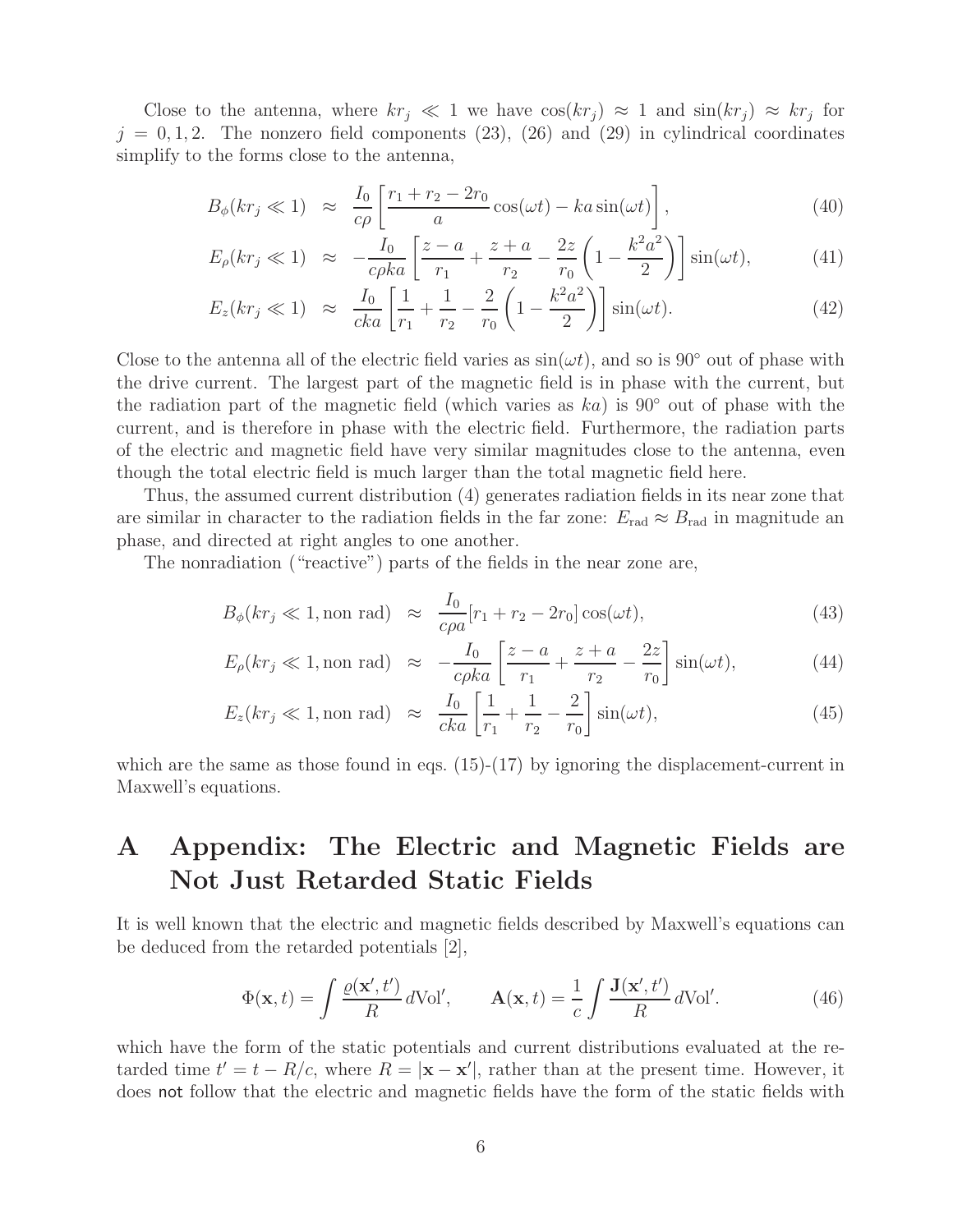Close to the antenna, where $kr_j \ll 1$ we have $\cos(kr_j) \approx 1$ and $\sin(kr_j) \approx kr_j$ for $j = 0, 1, 2$. The nonzero field components (23), (26) and (29) in cylindrical coordinates simplify to the forms close to the antenna,

$$B_\phi(kr_j \ll 1) \approx \frac{I_0}{c\rho}\left[\frac{r_1 + r_2 - 2r_0}{a}\cos(\omega t) - ka\sin(\omega t)\right], \tag{40}$$

$$E_\rho(kr_j \ll 1) \approx -\frac{I_0}{c\rho ka}\left[\frac{z-a}{r_1} + \frac{z+a}{r_2} - \frac{2z}{r_0}\left(1 - \frac{k^2a^2}{2}\right)\right]\sin(\omega t), \tag{41}$$

$$E_z(kr_j \ll 1) \approx \frac{I_0}{cka}\left[\frac{1}{r_1} + \frac{1}{r_2} - \frac{2}{r_0}\left(1 - \frac{k^2a^2}{2}\right)\right]\sin(\omega t). \tag{42}$$

Close to the antenna all of the electric field varies as $\sin(\omega t)$, and so is $90^\circ$ out of phase with the drive current. The largest part of the magnetic field is in phase with the current, but the radiation part of the magnetic field (which varies as $ka$) is $90^\circ$ out of phase with the current, and is therefore in phase with the electric field. Furthermore, the radiation parts of the electric and magnetic field have very similar magnitudes close to the antenna, even though the total electric field is much larger than the total magnetic field here.

Thus, the assumed current distribution (4) generates radiation fields in its near zone that are similar in character to the radiation fields in the far zone: $E_{\rm rad} \approx B_{\rm rad}$ in magnitude an phase, and directed at right angles to one another.

The nonradiation ("reactive") parts of the fields in the near zone are,

$$B_\phi(kr_j \ll 1, \text{non rad}) \approx \frac{I_0}{c\rho a}[r_1 + r_2 - 2r_0]\cos(\omega t), \tag{43}$$

$$E_\rho(kr_j \ll 1, \text{non rad}) \approx -\frac{I_0}{c\rho ka}\left[\frac{z-a}{r_1} + \frac{z+a}{r_2} - \frac{2z}{r_0}\right]\sin(\omega t), \tag{44}$$

$$E_z(kr_j \ll 1, \text{non rad}) \approx \frac{I_0}{cka}\left[\frac{1}{r_1} + \frac{1}{r_2} - \frac{2}{r_0}\right]\sin(\omega t), \tag{45}$$

which are the same as those found in eqs. (15)-(17) by ignoring the displacement-current in Maxwell's equations.

# A Appendix: The Electric and Magnetic Fields are Not Just Retarded Static Fields

It is well known that the electric and magnetic fields described by Maxwell's equations can be deduced from the retarded potentials [2],

$$\Phi(\mathbf{x}, t) = \int \frac{\varrho(\mathbf{x}', t')}{R}\, d\text{Vol}', \qquad \mathbf{A}(\mathbf{x}, t) = \frac{1}{c}\int \frac{\mathbf{J}(\mathbf{x}', t')}{R}\, d\text{Vol}'. \tag{46}$$

which have the form of the static potentials and current distributions evaluated at the retarded time $t' = t - R/c$, where $R = |\mathbf{x} - \mathbf{x}'|$, rather than at the present time. However, it does not follow that the electric and magnetic fields have the form of the static fields with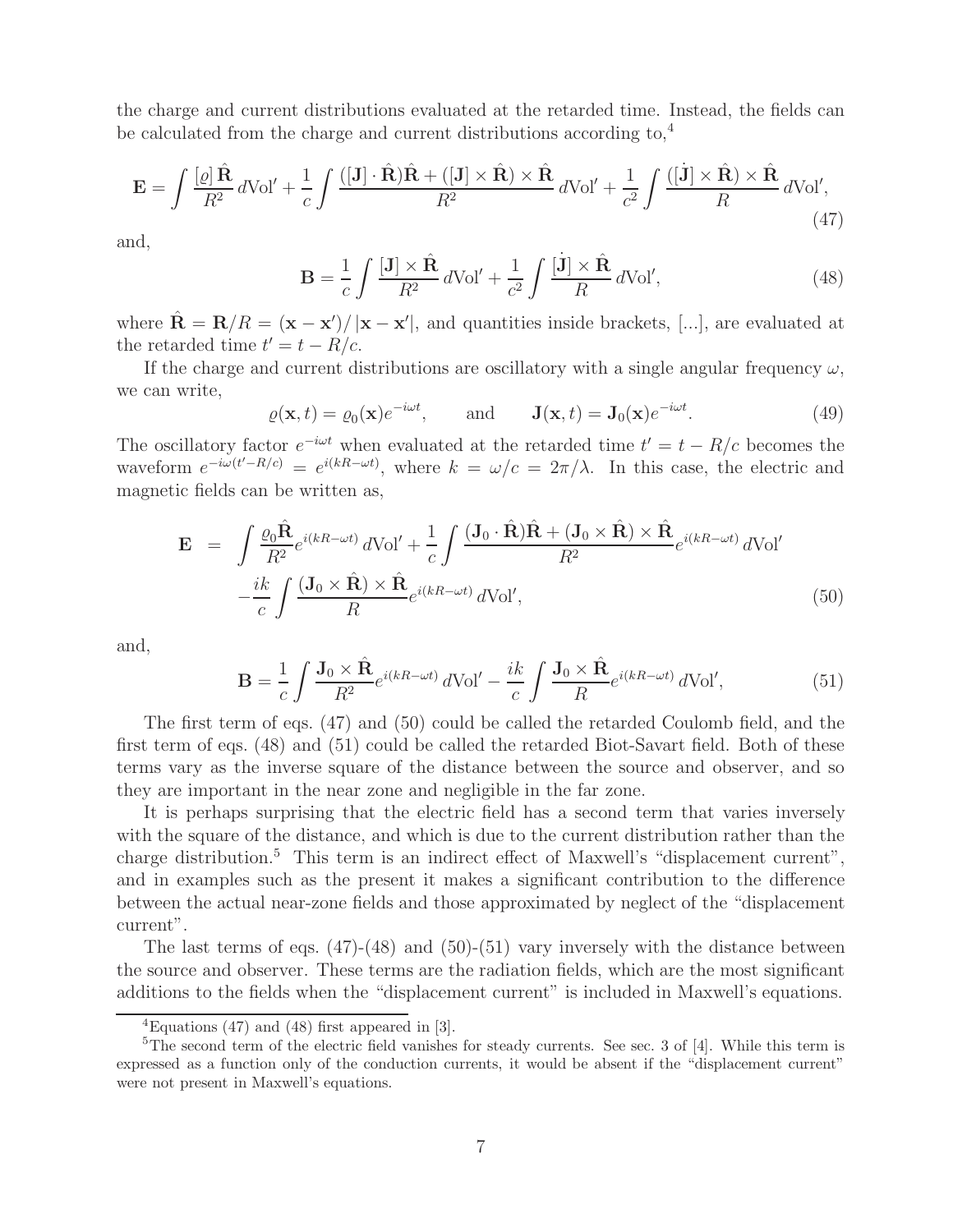the charge and current distributions evaluated at the retarded time. Instead, the fields can be calculated from the charge and current distributions according to,[4]

$$\mathbf{E} = \int \frac{[\varrho]\,\hat{\mathbf{R}}}{R^2}\,d\mathrm{Vol}' + \frac{1}{c}\int \frac{([\mathbf{J}]\cdot\hat{\mathbf{R}})\hat{\mathbf{R}} + ([\mathbf{J}]\times\hat{\mathbf{R}})\times\hat{\mathbf{R}}}{R^2}\,d\mathrm{Vol}' + \frac{1}{c^2}\int \frac{([\dot{\mathbf{J}}]\times\hat{\mathbf{R}})\times\hat{\mathbf{R}}}{R}\,d\mathrm{Vol}', \tag{47}$$

and,

$$\mathbf{B} = \frac{1}{c}\int \frac{[\mathbf{J}]\times\hat{\mathbf{R}}}{R^2}\,d\mathrm{Vol}' + \frac{1}{c^2}\int \frac{[\dot{\mathbf{J}}]\times\hat{\mathbf{R}}}{R}\,d\mathrm{Vol}', \tag{48}$$

where $\hat{\mathbf{R}} = \mathbf{R}/R = (\mathbf{x}-\mathbf{x}')/\left|\mathbf{x}-\mathbf{x}'\right|$, and quantities inside brackets, [...], are evaluated at the retarded time $t' = t - R/c$.

If the charge and current distributions are oscillatory with a single angular frequency $\omega$, we can write,

$$\varrho(\mathbf{x},t) = \varrho_0(\mathbf{x})e^{-i\omega t}, \qquad \text{and} \qquad \mathbf{J}(\mathbf{x},t) = \mathbf{J}_0(\mathbf{x})e^{-i\omega t}. \tag{49}$$

The oscillatory factor $e^{-i\omega t}$ when evaluated at the retarded time $t' = t - R/c$ becomes the waveform $e^{-i\omega(t'-R/c)} = e^{i(kR-\omega t)}$, where $k = \omega/c = 2\pi/\lambda$. In this case, the electric and magnetic fields can be written as,

$$\begin{aligned}\mathbf{E} &= \int \frac{\varrho_0\hat{\mathbf{R}}}{R^2}e^{i(kR-\omega t)}\,d\mathrm{Vol}' + \frac{1}{c}\int \frac{(\mathbf{J}_0\cdot\hat{\mathbf{R}})\hat{\mathbf{R}} + (\mathbf{J}_0\times\hat{\mathbf{R}})\times\hat{\mathbf{R}}}{R^2}e^{i(kR-\omega t)}\,d\mathrm{Vol}' \\ &\quad -\frac{ik}{c}\int \frac{(\mathbf{J}_0\times\hat{\mathbf{R}})\times\hat{\mathbf{R}}}{R}e^{i(kR-\omega t)}\,d\mathrm{Vol}',\end{aligned} \tag{50}$$

and,

$$\mathbf{B} = \frac{1}{c}\int \frac{\mathbf{J}_0\times\hat{\mathbf{R}}}{R^2}e^{i(kR-\omega t)}\,d\mathrm{Vol}' - \frac{ik}{c}\int \frac{\mathbf{J}_0\times\hat{\mathbf{R}}}{R}e^{i(kR-\omega t)}\,d\mathrm{Vol}', \tag{51}$$

The first term of eqs. (47) and (50) could be called the retarded Coulomb field, and the first term of eqs. (48) and (51) could be called the retarded Biot-Savart field. Both of these terms vary as the inverse square of the distance between the source and observer, and so they are important in the near zone and negligible in the far zone.

It is perhaps surprising that the electric field has a second term that varies inversely with the square of the distance, and which is due to the current distribution rather than the charge distribution.[5] This term is an indirect effect of Maxwell's "displacement current", and in examples such as the present it makes a significant contribution to the difference between the actual near-zone fields and those approximated by neglect of the "displacement current".

The last terms of eqs. (47)-(48) and (50)-(51) vary inversely with the distance between the source and observer. These terms are the radiation fields, which are the most significant additions to the fields when the "displacement current" is included in Maxwell's equations.

---

[4] Equations (47) and (48) first appeared in [3].

[5] The second term of the electric field vanishes for steady currents. See sec. 3 of [4]. While this term is expressed as a function only of the conduction currents, it would be absent if the "displacement current" were not present in Maxwell's equations.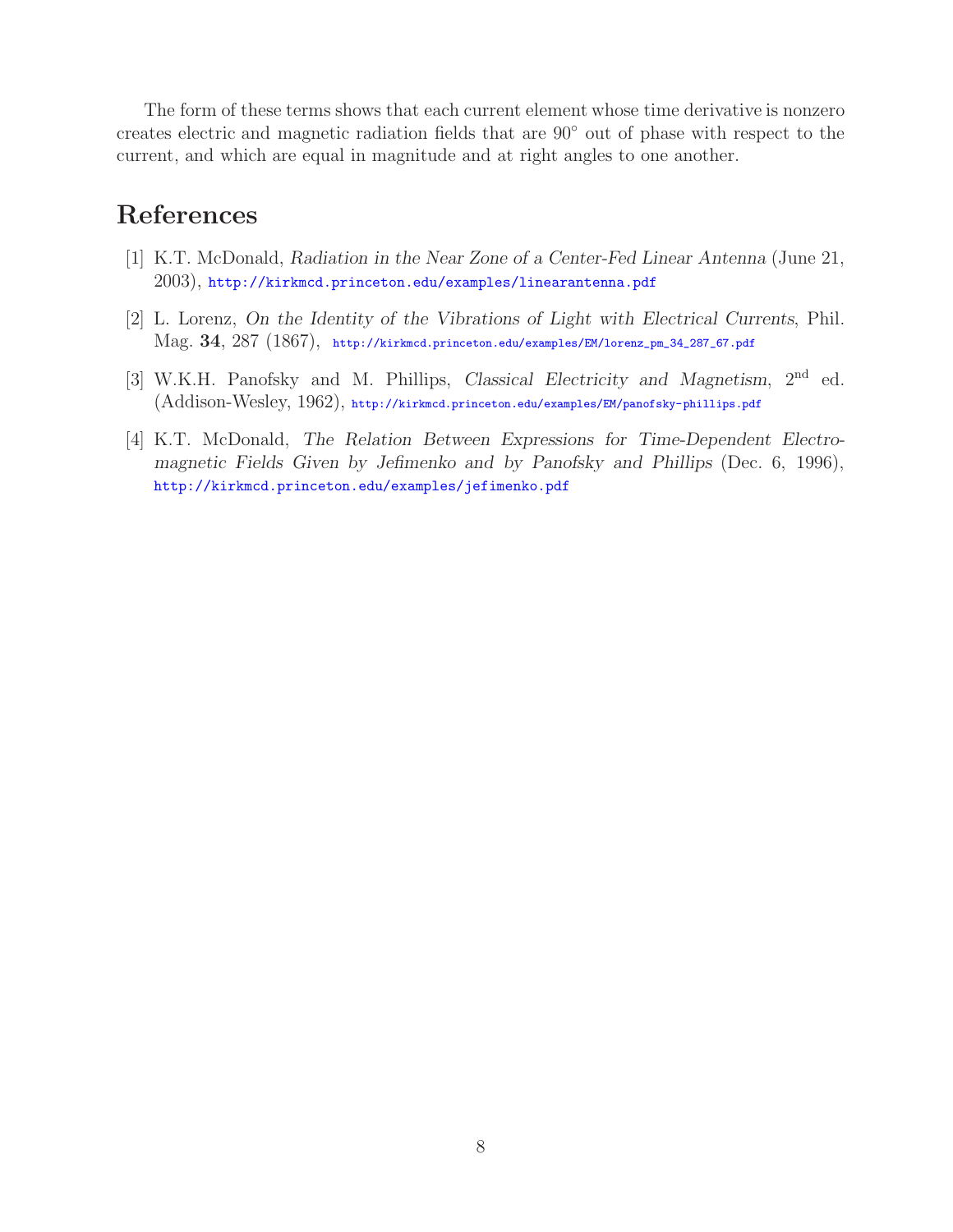The form of these terms shows that each current element whose time derivative is nonzero creates electric and magnetic radiation fields that are 90° out of phase with respect to the current, and which are equal in magnitude and at right angles to one another.

## References

[1] K.T. McDonald, *Radiation in the Near Zone of a Center-Fed Linear Antenna* (June 21, 2003), http://kirkmcd.princeton.edu/examples/linearantenna.pdf

[2] L. Lorenz, *On the Identity of the Vibrations of Light with Electrical Currents*, Phil. Mag. **34**, 287 (1867), http://kirkmcd.princeton.edu/examples/EM/lorenz_pm_34_287_67.pdf

[3] W.K.H. Panofsky and M. Phillips, *Classical Electricity and Magnetism*, 2nd ed. (Addison-Wesley, 1962), http://kirkmcd.princeton.edu/examples/EM/panofsky-phillips.pdf

[4] K.T. McDonald, *The Relation Between Expressions for Time-Dependent Electromagnetic Fields Given by Jefimenko and by Panofsky and Phillips* (Dec. 6, 1996), http://kirkmcd.princeton.edu/examples/jefimenko.pdf